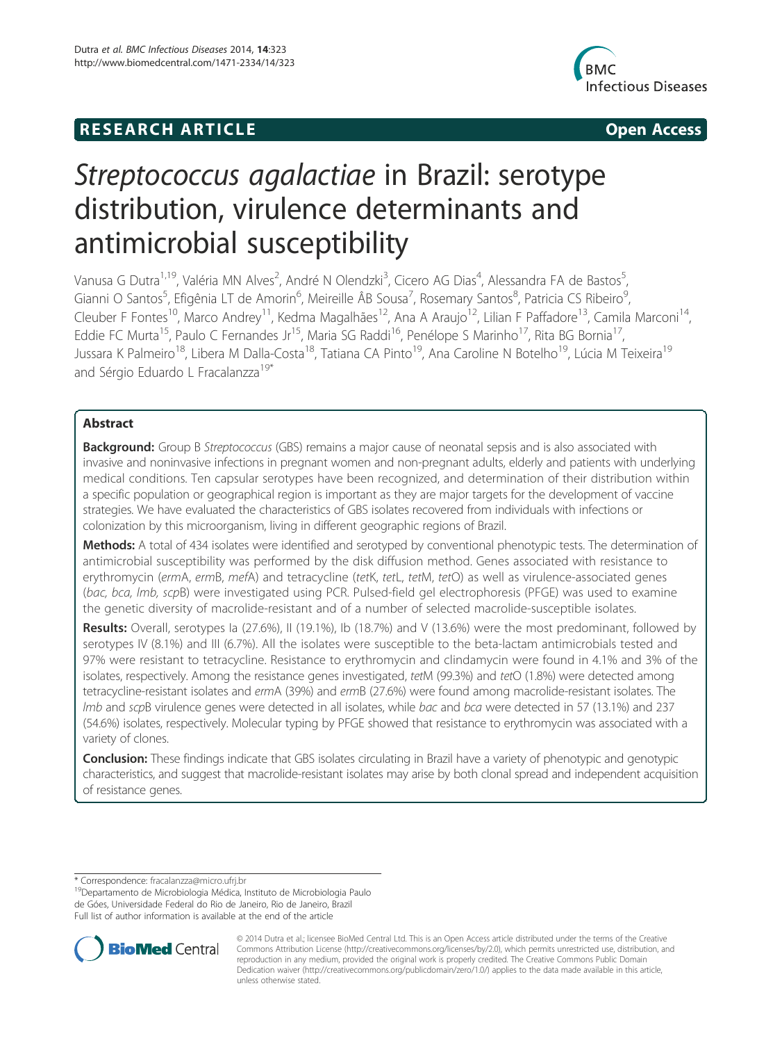RESEARCH ARTICLE

Open Access

# *Streptococcus agalactiae* in Brazil: serotype distribution, virulence determinants and antimicrobial susceptibility

Vanusa G Dutra[1,19], Valéria MN Alves[2], André N Olendzki[3], Cicero AG Dias[4], Alessandra FA de Bastos[5], Gianni O Santos[5], Efigênia LT de Amorin[6], Meireille ÂB Sousa[7], Rosemary Santos[8], Patricia CS Ribeiro[9], Cleuber F Fontes[10], Marco Andrey[11], Kedma Magalhães[12], Ana A Araujo[12], Lilian F Paffadore[13], Camila Marconi[14], Eddie FC Murta[15], Paulo C Fernandes Jr[15], Maria SG Raddi[16], Penélope S Marinho[17], Rita BG Bornia[17], Jussara K Palmeiro[18], Libera M Dalla-Costa[18], Tatiana CA Pinto[19], Ana Caroline N Botelho[19], Lúcia M Teixeira[19] and Sérgio Eduardo L Fracalanzza[19*]

## Abstract

**Background:** Group B *Streptococcus* (GBS) remains a major cause of neonatal sepsis and is also associated with invasive and noninvasive infections in pregnant women and non-pregnant adults, elderly and patients with underlying medical conditions. Ten capsular serotypes have been recognized, and determination of their distribution within a specific population or geographical region is important as they are major targets for the development of vaccine strategies. We have evaluated the characteristics of GBS isolates recovered from individuals with infections or colonization by this microorganism, living in different geographic regions of Brazil.

**Methods:** A total of 434 isolates were identified and serotyped by conventional phenotypic tests. The determination of antimicrobial susceptibility was performed by the disk diffusion method. Genes associated with resistance to erythromycin (*erm*A, *erm*B, *mef*A) and tetracycline (*tet*K, *tet*L, *tet*M, *tet*O) as well as virulence-associated genes (*bac, bca, lmb, scp*B) were investigated using PCR. Pulsed-field gel electrophoresis (PFGE) was used to examine the genetic diversity of macrolide-resistant and of a number of selected macrolide-susceptible isolates.

**Results:** Overall, serotypes Ia (27.6%), II (19.1%), Ib (18.7%) and V (13.6%) were the most predominant, followed by serotypes IV (8.1%) and III (6.7%). All the isolates were susceptible to the beta-lactam antimicrobials tested and 97% were resistant to tetracycline. Resistance to erythromycin and clindamycin were found in 4.1% and 3% of the isolates, respectively. Among the resistance genes investigated, *tet*M (99.3%) and *tet*O (1.8%) were detected among tetracycline-resistant isolates and *erm*A (39%) and *erm*B (27.6%) were found among macrolide-resistant isolates. The *lmb* and *scp*B virulence genes were detected in all isolates, while *bac* and *bca* were detected in 57 (13.1%) and 237 (54.6%) isolates, respectively. Molecular typing by PFGE showed that resistance to erythromycin was associated with a variety of clones.

**Conclusion:** These findings indicate that GBS isolates circulating in Brazil have a variety of phenotypic and genotypic characteristics, and suggest that macrolide-resistant isolates may arise by both clonal spread and independent acquisition of resistance genes.

\* Correspondence: fracalanzza@micro.ufrj.br
[19]Departamento de Microbiologia Médica, Instituto de Microbiologia Paulo de Góes, Universidade Federal do Rio de Janeiro, Rio de Janeiro, Brazil
Full list of author information is available at the end of the article

© 2014 Dutra et al.; licensee BioMed Central Ltd. This is an Open Access article distributed under the terms of the Creative Commons Attribution License (http://creativecommons.org/licenses/by/2.0), which permits unrestricted use, distribution, and reproduction in any medium, provided the original work is properly credited. The Creative Commons Public Domain Dedication waiver (http://creativecommons.org/publicdomain/zero/1.0/) applies to the data made available in this article, unless otherwise stated.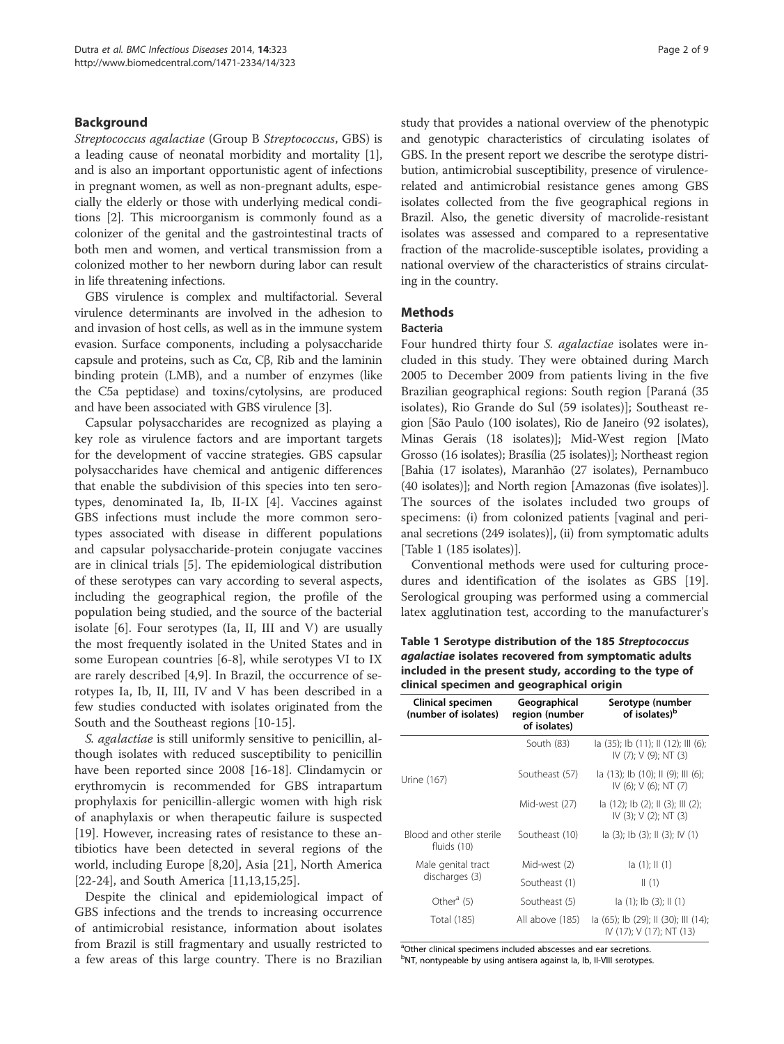## Background

*Streptococcus agalactiae* (Group B *Streptococcus*, GBS) is a leading cause of neonatal morbidity and mortality [1], and is also an important opportunistic agent of infections in pregnant women, as well as non-pregnant adults, especially the elderly or those with underlying medical conditions [2]. This microorganism is commonly found as a colonizer of the genital and the gastrointestinal tracts of both men and women, and vertical transmission from a colonized mother to her newborn during labor can result in life threatening infections.

GBS virulence is complex and multifactorial. Several virulence determinants are involved in the adhesion to and invasion of host cells, as well as in the immune system evasion. Surface components, including a polysaccharide capsule and proteins, such as Cα, Cβ, Rib and the laminin binding protein (LMB), and a number of enzymes (like the C5a peptidase) and toxins/cytolysins, are produced and have been associated with GBS virulence [3].

Capsular polysaccharides are recognized as playing a key role as virulence factors and are important targets for the development of vaccine strategies. GBS capsular polysaccharides have chemical and antigenic differences that enable the subdivision of this species into ten serotypes, denominated Ia, Ib, II-IX [4]. Vaccines against GBS infections must include the more common serotypes associated with disease in different populations and capsular polysaccharide-protein conjugate vaccines are in clinical trials [5]. The epidemiological distribution of these serotypes can vary according to several aspects, including the geographical region, the profile of the population being studied, and the source of the bacterial isolate [6]. Four serotypes (Ia, II, III and V) are usually the most frequently isolated in the United States and in some European countries [6-8], while serotypes VI to IX are rarely described [4,9]. In Brazil, the occurrence of serotypes Ia, Ib, II, III, IV and V has been described in a few studies conducted with isolates originated from the South and the Southeast regions [10-15].

*S. agalactiae* is still uniformly sensitive to penicillin, although isolates with reduced susceptibility to penicillin have been reported since 2008 [16-18]. Clindamycin or erythromycin is recommended for GBS intrapartum prophylaxis for penicillin-allergic women with high risk of anaphylaxis or when therapeutic failure is suspected [19]. However, increasing rates of resistance to these antibiotics have been detected in several regions of the world, including Europe [8,20], Asia [21], North America [22-24], and South America [11,13,15,25].

Despite the clinical and epidemiological impact of GBS infections and the trends to increasing occurrence of antimicrobial resistance, information about isolates from Brazil is still fragmentary and usually restricted to a few areas of this large country. There is no Brazilian study that provides a national overview of the phenotypic and genotypic characteristics of circulating isolates of GBS. In the present report we describe the serotype distribution, antimicrobial susceptibility, presence of virulence-related and antimicrobial resistance genes among GBS isolates collected from the five geographical regions in Brazil. Also, the genetic diversity of macrolide-resistant isolates was assessed and compared to a representative fraction of the macrolide-susceptible isolates, providing a national overview of the characteristics of strains circulating in the country.

## Methods

### Bacteria

Four hundred thirty four *S. agalactiae* isolates were included in this study. They were obtained during March 2005 to December 2009 from patients living in the five Brazilian geographical regions: South region [Paraná (35 isolates), Rio Grande do Sul (59 isolates)]; Southeast region [São Paulo (100 isolates), Rio de Janeiro (92 isolates), Minas Gerais (18 isolates)]; Mid-West region [Mato Grosso (16 isolates); Brasília (25 isolates)]; Northeast region [Bahia (17 isolates), Maranhão (27 isolates), Pernambuco (40 isolates)]; and North region [Amazonas (five isolates)]. The sources of the isolates included two groups of specimens: (i) from colonized patients [vaginal and perianal secretions (249 isolates)], (ii) from symptomatic adults [Table 1 (185 isolates)].

Conventional methods were used for culturing procedures and identification of the isolates as GBS [19]. Serological grouping was performed using a commercial latex agglutination test, according to the manufacturer's

**Table 1 Serotype distribution of the 185 *Streptococcus agalactiae* isolates recovered from symptomatic adults included in the present study, according to the type of clinical specimen and geographical origin**

| Clinical specimen (number of isolates) | Geographical region (number of isolates) | Serotype (number of isolates)[b] |
|---|---|---|
| Urine (167) | South (83) | Ia (35); Ib (11); II (12); III (6); IV (7); V (9); NT (3) |
| | Southeast (57) | Ia (13); Ib (10); II (9); III (6); IV (6); V (6); NT (7) |
| | Mid-west (27) | Ia (12); Ib (2); II (3); III (2); IV (3); V (2); NT (3) |
| Blood and other sterile fluids (10) | Southeast (10) | Ia (3); Ib (3); II (3); IV (1) |
| Male genital tract discharges (3) | Mid-west (2) | Ia (1); II (1) |
| | Southeast (1) | II (1) |
| Other[a] (5) | Southeast (5) | Ia (1); Ib (3); II (1) |
| Total (185) | All above (185) | Ia (65); Ib (29); II (30); III (14); IV (17); V (17); NT (13) |

[a]Other clinical specimens included abscesses and ear secretions.
[b]NT, nontypeable by using antisera against Ia, Ib, II-VIII serotypes.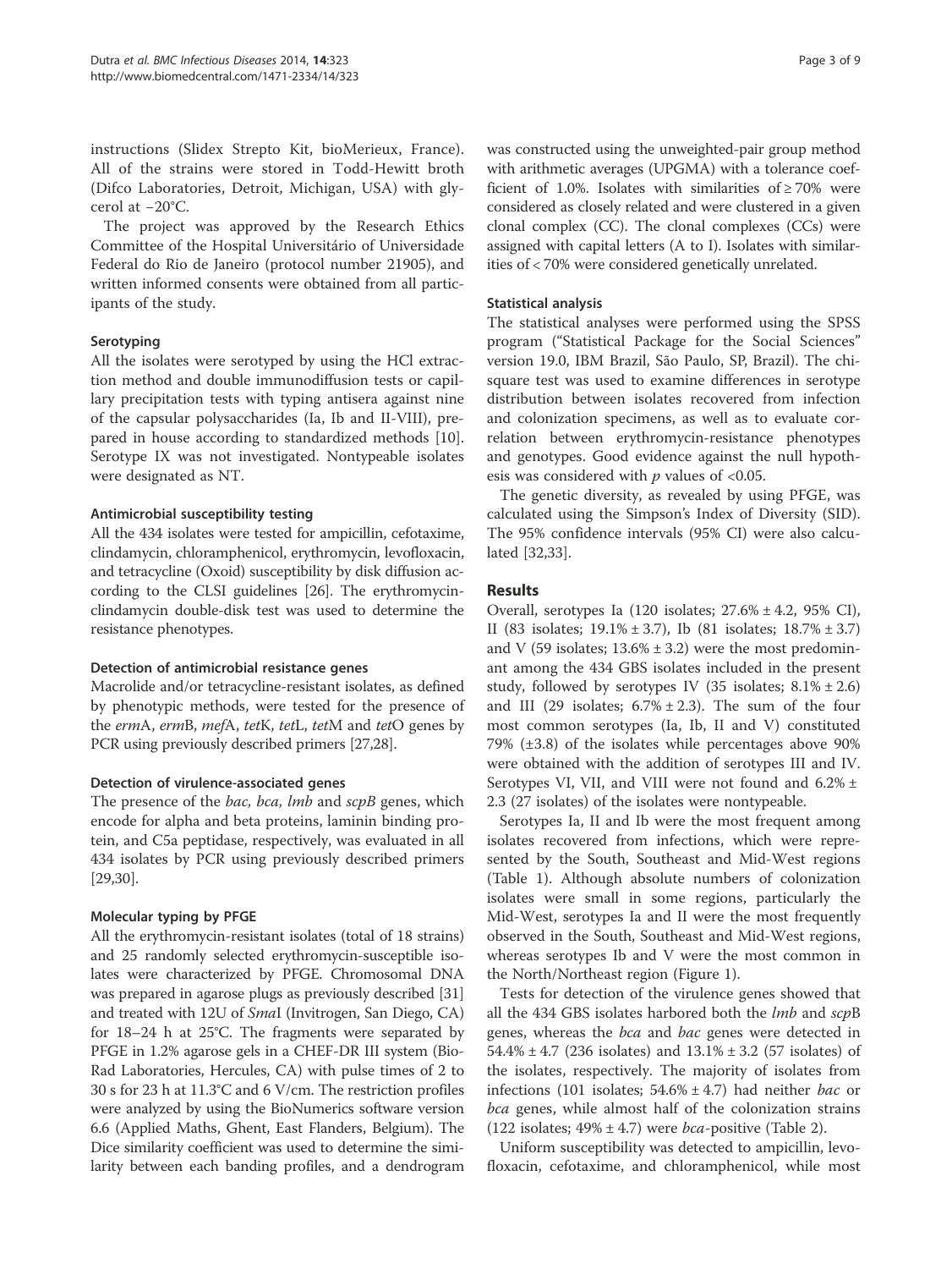instructions (Slidex Strepto Kit, bioMerieux, France). All of the strains were stored in Todd-Hewitt broth (Difco Laboratories, Detroit, Michigan, USA) with glycerol at −20°C.

The project was approved by the Research Ethics Committee of the Hospital Universitário of Universidade Federal do Rio de Janeiro (protocol number 21905), and written informed consents were obtained from all participants of the study.

### Serotyping

All the isolates were serotyped by using the HCl extraction method and double immunodiffusion tests or capillary precipitation tests with typing antisera against nine of the capsular polysaccharides (Ia, Ib and II-VIII), prepared in house according to standardized methods [10]. Serotype IX was not investigated. Nontypeable isolates were designated as NT.

### Antimicrobial susceptibility testing

All the 434 isolates were tested for ampicillin, cefotaxime, clindamycin, chloramphenicol, erythromycin, levofloxacin, and tetracycline (Oxoid) susceptibility by disk diffusion according to the CLSI guidelines [26]. The erythromycin-clindamycin double-disk test was used to determine the resistance phenotypes.

### Detection of antimicrobial resistance genes

Macrolide and/or tetracycline-resistant isolates, as defined by phenotypic methods, were tested for the presence of the *erm*A, *erm*B, *mef*A, *tet*K, *tet*L, *tet*M and *tet*O genes by PCR using previously described primers [27,28].

### Detection of virulence-associated genes

The presence of the *bac, bca, lmb* and *scpB* genes, which encode for alpha and beta proteins, laminin binding protein, and C5a peptidase, respectively, was evaluated in all 434 isolates by PCR using previously described primers [29,30].

### Molecular typing by PFGE

All the erythromycin-resistant isolates (total of 18 strains) and 25 randomly selected erythromycin-susceptible isolates were characterized by PFGE. Chromosomal DNA was prepared in agarose plugs as previously described [31] and treated with 12U of *Sma*I (Invitrogen, San Diego, CA) for 18–24 h at 25°C. The fragments were separated by PFGE in 1.2% agarose gels in a CHEF-DR III system (Bio-Rad Laboratories, Hercules, CA) with pulse times of 2 to 30 s for 23 h at 11.3°C and 6 V/cm. The restriction profiles were analyzed by using the BioNumerics software version 6.6 (Applied Maths, Ghent, East Flanders, Belgium). The Dice similarity coefficient was used to determine the similarity between each banding profiles, and a dendrogram was constructed using the unweighted-pair group method with arithmetic averages (UPGMA) with a tolerance coefficient of 1.0%. Isolates with similarities of ≥ 70% were considered as closely related and were clustered in a given clonal complex (CC). The clonal complexes (CCs) were assigned with capital letters (A to I). Isolates with similarities of < 70% were considered genetically unrelated.

### Statistical analysis

The statistical analyses were performed using the SPSS program ("Statistical Package for the Social Sciences" version 19.0, IBM Brazil, São Paulo, SP, Brazil). The chi-square test was used to examine differences in serotype distribution between isolates recovered from infection and colonization specimens, as well as to evaluate correlation between erythromycin-resistance phenotypes and genotypes. Good evidence against the null hypothesis was considered with $p$ values of <0.05.

The genetic diversity, as revealed by using PFGE, was calculated using the Simpson's Index of Diversity (SID). The 95% confidence intervals (95% CI) were also calculated [32,33].

## Results

Overall, serotypes Ia (120 isolates; 27.6% ± 4.2, 95% CI), II (83 isolates; 19.1% ± 3.7), Ib (81 isolates; 18.7% ± 3.7) and V (59 isolates; 13.6% ± 3.2) were the most predominant among the 434 GBS isolates included in the present study, followed by serotypes IV (35 isolates; 8.1% ± 2.6) and III (29 isolates; 6.7% ± 2.3). The sum of the four most common serotypes (Ia, Ib, II and V) constituted 79% (±3.8) of the isolates while percentages above 90% were obtained with the addition of serotypes III and IV. Serotypes VI, VII, and VIII were not found and 6.2% ± 2.3 (27 isolates) of the isolates were nontypeable.

Serotypes Ia, II and Ib were the most frequent among isolates recovered from infections, which were represented by the South, Southeast and Mid-West regions (Table 1). Although absolute numbers of colonization isolates were small in some regions, particularly the Mid-West, serotypes Ia and II were the most frequently observed in the South, Southeast and Mid-West regions, whereas serotypes Ib and V were the most common in the North/Northeast region (Figure 1).

Tests for detection of the virulence genes showed that all the 434 GBS isolates harbored both the *lmb* and *scp*B genes, whereas the *bca* and *bac* genes were detected in 54.4% ± 4.7 (236 isolates) and 13.1% ± 3.2 (57 isolates) of the isolates, respectively. The majority of isolates from infections (101 isolates; 54.6% ± 4.7) had neither *bac* or *bca* genes, while almost half of the colonization strains (122 isolates; 49% ± 4.7) were *bca*-positive (Table 2).

Uniform susceptibility was detected to ampicillin, levofloxacin, cefotaxime, and chloramphenicol, while most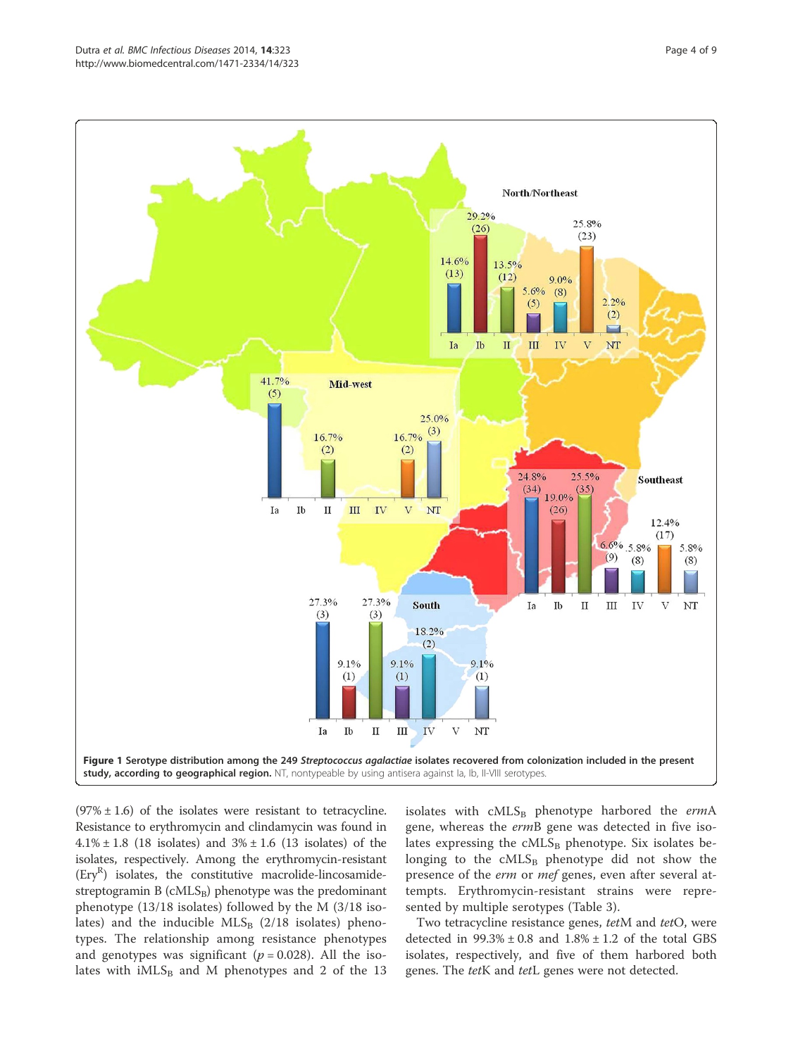North/Northeast

14.6% (13) Ia
29.2% (26) Ib
13.5% (12) II
5.6% (5) III
9.0% (8) IV
25.8% (23) V
2.2% (2) NT

Mid-west

41.7% (5) Ia
Ib
16.7% (2) II
III
IV
16.7% (2) V
25.0% (3) NT

Southeast

24.8% (34) Ia
19.0% (26) Ib
25.5% (35) II
6.6% (9) III
5.8% (8) IV
12.4% (17) V
5.8% (8) NT

South

27.3% (3) Ia
9.1% (1) Ib
27.3% (3) II
9.1% (1) III
18.2% (2) IV
V
9.1% (1) NT

**Figure 1 Serotype distribution among the 249 *Streptococcus agalactiae* isolates recovered from colonization included in the present study, according to geographical region.** NT, nontypeable by using antisera against Ia, Ib, II-VIII serotypes.

(97% ± 1.6) of the isolates were resistant to tetracycline. Resistance to erythromycin and clindamycin was found in 4.1% ± 1.8 (18 isolates) and 3% ± 1.6 (13 isolates) of the isolates, respectively. Among the erythromycin-resistant ($Ery^R$) isolates, the constitutive macrolide-lincosamide-streptogramin B ($cMLS_B$) phenotype was the predominant phenotype (13/18 isolates) followed by the M (3/18 isolates) and the inducible $MLS_B$ (2/18 isolates) phenotypes. The relationship among resistance phenotypes and genotypes was significant ($p = 0.028$). All the isolates with $iMLS_B$ and M phenotypes and 2 of the 13 isolates with $cMLS_B$ phenotype harbored the *erm*A gene, whereas the *erm*B gene was detected in five isolates expressing the $cMLS_B$ phenotype. Six isolates belonging to the $cMLS_B$ phenotype did not show the presence of the *erm* or *mef* genes, even after several attempts. Erythromycin-resistant strains were represented by multiple serotypes (Table 3).

Two tetracycline resistance genes, *tet*M and *tet*O, were detected in 99.3% ± 0.8 and 1.8% ± 1.2 of the total GBS isolates, respectively, and five of them harbored both genes. The *tet*K and *tet*L genes were not detected.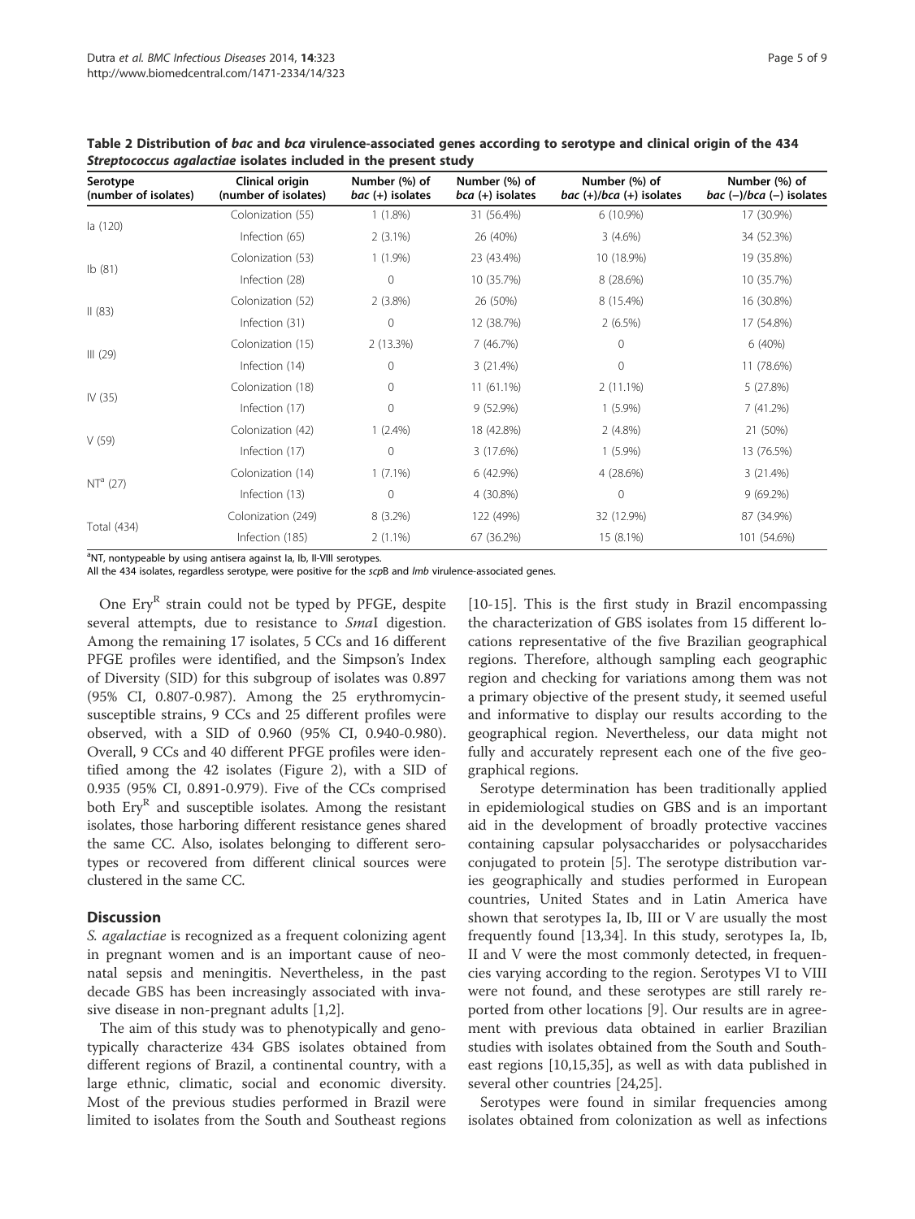**Table 2 Distribution of *bac* and *bca* virulence-associated genes according to serotype and clinical origin of the 434 *Streptococcus agalactiae* isolates included in the present study**

| Serotype (number of isolates) | Clinical origin (number of isolates) | Number (%) of *bac* (+) isolates | Number (%) of *bca* (+) isolates | Number (%) of *bac* (+)/*bca* (+) isolates | Number (%) of *bac* (−)/*bca* (−) isolates |
|---|---|---|---|---|---|
| Ia (120) | Colonization (55) | 1 (1.8%) | 31 (56.4%) | 6 (10.9%) | 17 (30.9%) |
| | Infection (65) | 2 (3.1%) | 26 (40%) | 3 (4.6%) | 34 (52.3%) |
| Ib (81) | Colonization (53) | 1 (1.9%) | 23 (43.4%) | 10 (18.9%) | 19 (35.8%) |
| | Infection (28) | 0 | 10 (35.7%) | 8 (28.6%) | 10 (35.7%) |
| II (83) | Colonization (52) | 2 (3.8%) | 26 (50%) | 8 (15.4%) | 16 (30.8%) |
| | Infection (31) | 0 | 12 (38.7%) | 2 (6.5%) | 17 (54.8%) |
| III (29) | Colonization (15) | 2 (13.3%) | 7 (46.7%) | 0 | 6 (40%) |
| | Infection (14) | 0 | 3 (21.4%) | 0 | 11 (78.6%) |
| IV (35) | Colonization (18) | 0 | 11 (61.1%) | 2 (11.1%) | 5 (27.8%) |
| | Infection (17) | 0 | 9 (52.9%) | 1 (5.9%) | 7 (41.2%) |
| V (59) | Colonization (42) | 1 (2.4%) | 18 (42.8%) | 2 (4.8%) | 21 (50%) |
| | Infection (17) | 0 | 3 (17.6%) | 1 (5.9%) | 13 (76.5%) |
| NT[a] (27) | Colonization (14) | 1 (7.1%) | 6 (42.9%) | 4 (28.6%) | 3 (21.4%) |
| | Infection (13) | 0 | 4 (30.8%) | 0 | 9 (69.2%) |
| Total (434) | Colonization (249) | 8 (3.2%) | 122 (49%) | 32 (12.9%) | 87 (34.9%) |
| | Infection (185) | 2 (1.1%) | 67 (36.2%) | 15 (8.1%) | 101 (54.6%) |

[a]NT, nontypeable by using antisera against Ia, Ib, II-VIII serotypes.
All the 434 isolates, regardless serotype, were positive for the *scp*B and *lmb* virulence-associated genes.

One Ery[R] strain could not be typed by PFGE, despite several attempts, due to resistance to *Sma*I digestion. Among the remaining 17 isolates, 5 CCs and 16 different PFGE profiles were identified, and the Simpson's Index of Diversity (SID) for this subgroup of isolates was 0.897 (95% CI, 0.807-0.987). Among the 25 erythromycin-susceptible strains, 9 CCs and 25 different profiles were observed, with a SID of 0.960 (95% CI, 0.940-0.980). Overall, 9 CCs and 40 different PFGE profiles were identified among the 42 isolates (Figure 2), with a SID of 0.935 (95% CI, 0.891-0.979). Five of the CCs comprised both Ery[R] and susceptible isolates. Among the resistant isolates, those harboring different resistance genes shared the same CC. Also, isolates belonging to different serotypes or recovered from different clinical sources were clustered in the same CC.

## Discussion

*S. agalactiae* is recognized as a frequent colonizing agent in pregnant women and is an important cause of neonatal sepsis and meningitis. Nevertheless, in the past decade GBS has been increasingly associated with invasive disease in non-pregnant adults [1,2].

The aim of this study was to phenotypically and genotypically characterize 434 GBS isolates obtained from different regions of Brazil, a continental country, with a large ethnic, climatic, social and economic diversity. Most of the previous studies performed in Brazil were limited to isolates from the South and Southeast regions [10-15]. This is the first study in Brazil encompassing the characterization of GBS isolates from 15 different locations representative of the five Brazilian geographical regions. Therefore, although sampling each geographic region and checking for variations among them was not a primary objective of the present study, it seemed useful and informative to display our results according to the geographical region. Nevertheless, our data might not fully and accurately represent each one of the five geographical regions.

Serotype determination has been traditionally applied in epidemiological studies on GBS and is an important aid in the development of broadly protective vaccines containing capsular polysaccharides or polysaccharides conjugated to protein [5]. The serotype distribution varies geographically and studies performed in European countries, United States and in Latin America have shown that serotypes Ia, Ib, III or V are usually the most frequently found [13,34]. In this study, serotypes Ia, Ib, II and V were the most commonly detected, in frequencies varying according to the region. Serotypes VI to VIII were not found, and these serotypes are still rarely reported from other locations [9]. Our results are in agreement with previous data obtained in earlier Brazilian studies with isolates obtained from the South and Southeast regions [10,15,35], as well as with data published in several other countries [24,25].

Serotypes were found in similar frequencies among isolates obtained from colonization as well as infections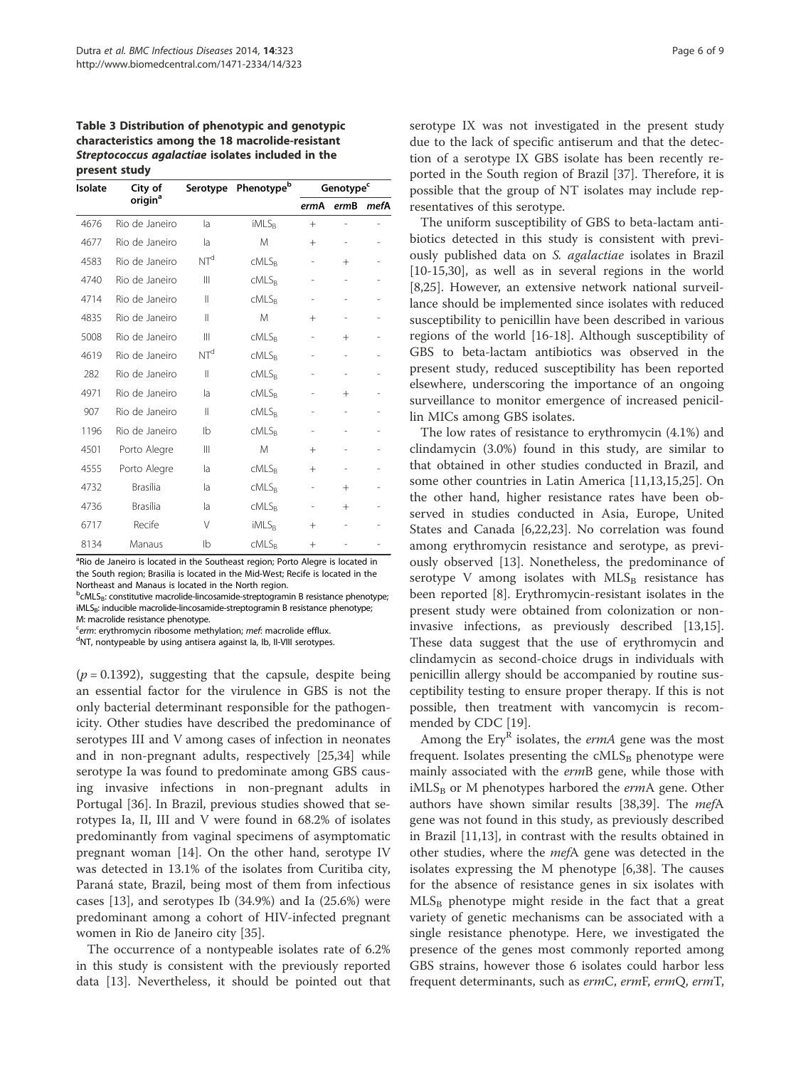**Table 3 Distribution of phenotypic and genotypic characteristics among the 18 macrolide-resistant *Streptococcus agalactiae* isolates included in the present study**

| Isolate | City of origin[a] | Serotype | Phenotype[b] | Genotype[c] | | |
|---|---|---|---|---|---|---|
| | | | | *erm*A | *erm*B | *mef*A |
| 4676 | Rio de Janeiro | Ia | $iMLS_B$ | + | - | - |
| 4677 | Rio de Janeiro | Ia | M | + | - | - |
| 4583 | Rio de Janeiro | NT[d] | $cMLS_B$ | - | + | - |
| 4740 | Rio de Janeiro | III | $cMLS_B$ | - | - | - |
| 4714 | Rio de Janeiro | II | $cMLS_B$ | - | - | - |
| 4835 | Rio de Janeiro | II | M | + | - | - |
| 5008 | Rio de Janeiro | III | $cMLS_B$ | - | + | - |
| 4619 | Rio de Janeiro | NT[d] | $cMLS_B$ | - | - | - |
| 282 | Rio de Janeiro | II | $cMLS_B$ | - | - | - |
| 4971 | Rio de Janeiro | Ia | $cMLS_B$ | - | + | - |
| 907 | Rio de Janeiro | II | $cMLS_B$ | - | - | - |
| 1196 | Rio de Janeiro | Ib | $cMLS_B$ | - | - | - |
| 4501 | Porto Alegre | III | M | + | - | - |
| 4555 | Porto Alegre | Ia | $cMLS_B$ | + | - | - |
| 4732 | Brasília | Ia | $cMLS_B$ | - | + | - |
| 4736 | Brasília | Ia | $cMLS_B$ | - | + | - |
| 6717 | Recife | V | $iMLS_B$ | + | - | - |
| 8134 | Manaus | Ib | $cMLS_B$ | + | - | - |

[a]Rio de Janeiro is located in the Southeast region; Porto Alegre is located in the South region; Brasília is located in the Mid-West; Recife is located in the Northeast and Manaus is located in the North region.
[b]$cMLS_B$: constitutive macrolide-lincosamide-streptogramin B resistance phenotype; $iMLS_B$: inducible macrolide-lincosamide-streptogramin B resistance phenotype; M: macrolide resistance phenotype.
[c]*erm*: erythromycin ribosome methylation; *mef*: macrolide efflux.
[d]NT, nontypeable by using antisera against Ia, Ib, II-VIII serotypes.

($p = 0.1392$), suggesting that the capsule, despite being an essential factor for the virulence in GBS is not the only bacterial determinant responsible for the pathogenicity. Other studies have described the predominance of serotypes III and V among cases of infection in neonates and in non-pregnant adults, respectively [25,34] while serotype Ia was found to predominate among GBS causing invasive infections in non-pregnant adults in Portugal [36]. In Brazil, previous studies showed that serotypes Ia, II, III and V were found in 68.2% of isolates predominantly from vaginal specimens of asymptomatic pregnant woman [14]. On the other hand, serotype IV was detected in 13.1% of the isolates from Curitiba city, Paraná state, Brazil, being most of them from infectious cases [13], and serotypes Ib (34.9%) and Ia (25.6%) were predominant among a cohort of HIV-infected pregnant women in Rio de Janeiro city [35].

The occurrence of a nontypeable isolates rate of 6.2% in this study is consistent with the previously reported data [13]. Nevertheless, it should be pointed out that serotype IX was not investigated in the present study due to the lack of specific antiserum and that the detection of a serotype IX GBS isolate has been recently reported in the South region of Brazil [37]. Therefore, it is possible that the group of NT isolates may include representatives of this serotype.

The uniform susceptibility of GBS to beta-lactam antibiotics detected in this study is consistent with previously published data on *S. agalactiae* isolates in Brazil [10-15,30], as well as in several regions in the world [8,25]. However, an extensive network national surveillance should be implemented since isolates with reduced susceptibility to penicillin have been described in various regions of the world [16-18]. Although susceptibility of GBS to beta-lactam antibiotics was observed in the present study, reduced susceptibility has been reported elsewhere, underscoring the importance of an ongoing surveillance to monitor emergence of increased penicillin MICs among GBS isolates.

The low rates of resistance to erythromycin (4.1%) and clindamycin (3.0%) found in this study, are similar to that obtained in other studies conducted in Brazil, and some other countries in Latin America [11,13,15,25]. On the other hand, higher resistance rates have been observed in studies conducted in Asia, Europe, United States and Canada [6,22,23]. No correlation was found among erythromycin resistance and serotype, as previously observed [13]. Nonetheless, the predominance of serotype V among isolates with $MLS_B$ resistance has been reported [8]. Erythromycin-resistant isolates in the present study were obtained from colonization or non-invasive infections, as previously described [13,15]. These data suggest that the use of erythromycin and clindamycin as second-choice drugs in individuals with penicillin allergy should be accompanied by routine susceptibility testing to ensure proper therapy. If this is not possible, then treatment with vancomycin is recommended by CDC [19].

Among the $Ery^R$ isolates, the *ermA* gene was the most frequent. Isolates presenting the $cMLS_B$ phenotype were mainly associated with the *erm*B gene, while those with $iMLS_B$ or M phenotypes harbored the *erm*A gene. Other authors have shown similar results [38,39]. The *mef*A gene was not found in this study, as previously described in Brazil [11,13], in contrast with the results obtained in other studies, where the *mef*A gene was detected in the isolates expressing the M phenotype [6,38]. The causes for the absence of resistance genes in six isolates with $MLS_B$ phenotype might reside in the fact that a great variety of genetic mechanisms can be associated with a single resistance phenotype. Here, we investigated the presence of the genes most commonly reported among GBS strains, however those 6 isolates could harbor less frequent determinants, such as *erm*C, *erm*F, *erm*Q, *erm*T,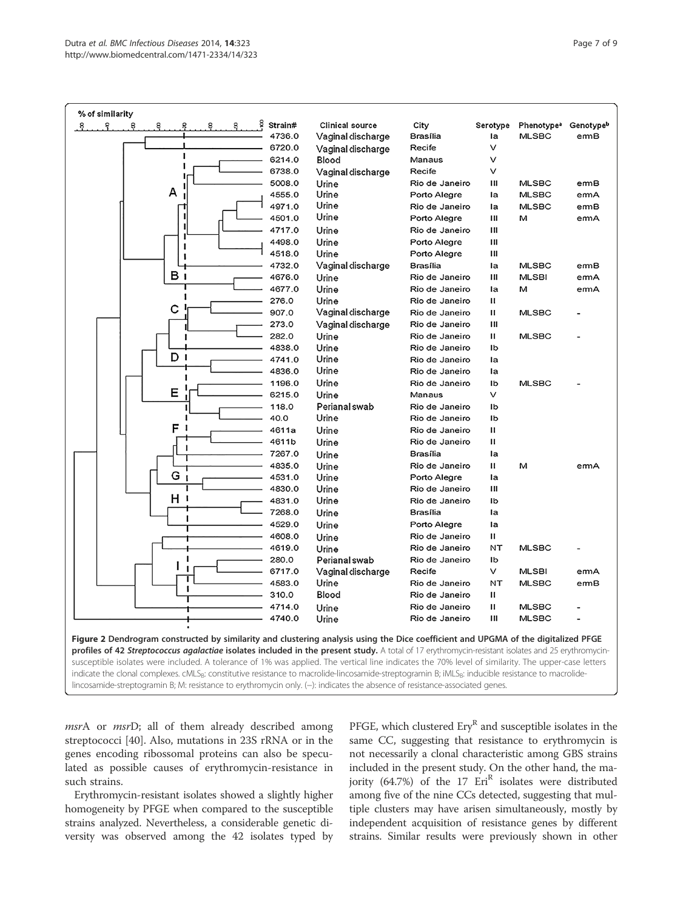% of similarity

30 40 50 60 70 80 90 100

Strain# Clinical source City Serotype Phenotype[a] Genotype[b]

A
B
C
D
E
F
G
H
I

4736.0 Vaginal discharge Brasília Ia MLSBC ermB
6720.0 Vaginal discharge Recife V
6214.0 Blood Manaus V
6738.0 Vaginal discharge Recife V
5008.0 Urine Rio de Janeiro III MLSBC ermB
4555.0 Urine Porto Alegre Ia MLSBC ermA
4971.0 Urine Rio de Janeiro Ia MLSBC ermB
4501.0 Urine Porto Alegre III M ermA
4717.0 Urine Rio de Janeiro III
4498.0 Urine Porto Alegre III
4518.0 Urine Porto Alegre III
4732.0 Vaginal discharge Brasília Ia MLSBC ermB
4676.0 Urine Rio de Janeiro III MLSBI ermA
4677.0 Urine Rio de Janeiro Ia M ermA
276.0 Urine Rio de Janeiro II
907.0 Vaginal discharge Rio de Janeiro II MLSBC -
273.0 Vaginal discharge Rio de Janeiro III
282.0 Urine Rio de Janeiro II MLSBC -
4838.0 Urine Rio de Janeiro Ib
4741.0 Urine Rio de Janeiro Ia
4836.0 Urine Rio de Janeiro Ia
1196.0 Urine Rio de Janeiro Ib MLSBC -
6215.0 Urine Manaus V
118.0 Perianal swab Rio de Janeiro Ib
40.0 Urine Rio de Janeiro Ib
4611a Urine Rio de Janeiro II
4611b Urine Rio de Janeiro II
7267.0 Urine Brasília Ia
4835.0 Urine Rio de Janeiro II M ermA
4531.0 Urine Porto Alegre Ia
4830.0 Urine Rio de Janeiro III
4831.0 Urine Rio de Janeiro Ib
7268.0 Urine Brasília Ia
4529.0 Urine Porto Alegre Ia
4608.0 Urine Rio de Janeiro II
4619.0 Urine Rio de Janeiro NT MLSBC -
280.0 Perianal swab Rio de Janeiro Ib
6717.0 Vaginal discharge Recife V MLSBI ermA
4583.0 Urine Rio de Janeiro NT MLSBC ermB
310.0 Blood Rio de Janeiro II
4714.0 Urine Rio de Janeiro II MLSBC -
4740.0 Urine Rio de Janeiro III MLSBC -

**Figure 2 Dendrogram constructed by similarity and clustering analysis using the Dice coefficient and UPGMA of the digitalized PFGE profiles of 42 *Streptococcus agalactiae* isolates included in the present study.** A total of 17 erythromycin-resistant isolates and 25 erythromycin-susceptible isolates were included. A tolerance of 1% was applied. The vertical line indicates the 70% level of similarity. The upper-case letters indicate the clonal complexes. cMLS$_B$: constitutive resistance to macrolide-lincosamide-streptogramin B; iMLS$_B$: inducible resistance to macrolide-lincosamide-streptogramin B; M: resistance to erythromycin only. (–): indicates the absence of resistance-associated genes.

*msr*A or *msr*D; all of them already described among streptococci [40]. Also, mutations in 23S rRNA or in the genes encoding ribossomal proteins can also be speculated as possible causes of erythromycin-resistance in such strains.

Erythromycin-resistant isolates showed a slightly higher homogeneity by PFGE when compared to the susceptible strains analyzed. Nevertheless, a considerable genetic diversity was observed among the 42 isolates typed by PFGE, which clustered Ery$^R$ and susceptible isolates in the same CC, suggesting that resistance to erythromycin is not necessarily a clonal characteristic among GBS strains included in the present study. On the other hand, the majority (64.7%) of the 17 Eri$^R$ isolates were distributed among five of the nine CCs detected, suggesting that multiple clusters may have arisen simultaneously, mostly by independent acquisition of resistance genes by different strains. Similar results were previously shown in other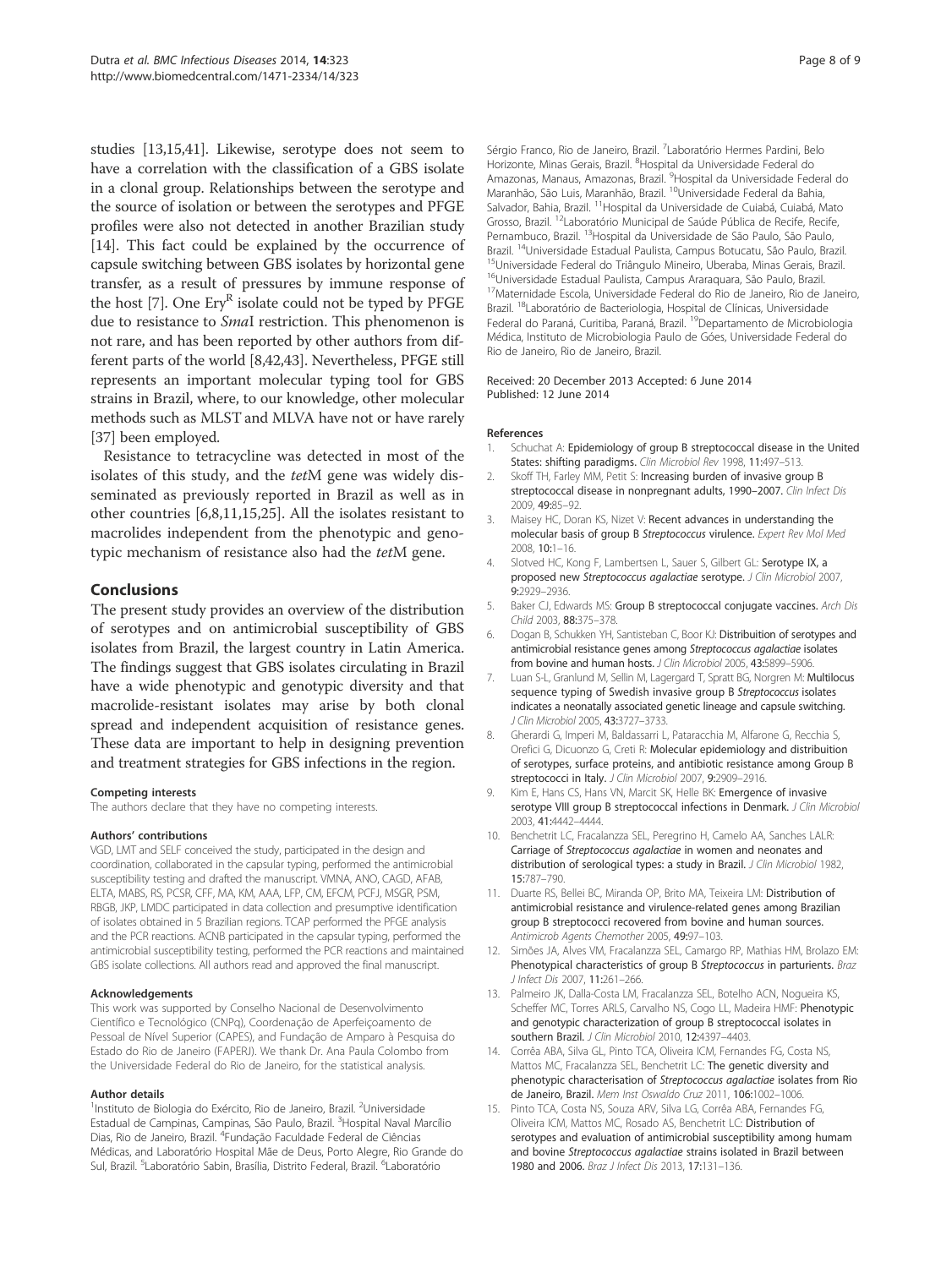studies [13,15,41]. Likewise, serotype does not seem to have a correlation with the classification of a GBS isolate in a clonal group. Relationships between the serotype and the source of isolation or between the serotypes and PFGE profiles were also not detected in another Brazilian study [14]. This fact could be explained by the occurrence of capsule switching between GBS isolates by horizontal gene transfer, as a result of pressures by immune response of the host [7]. One Ery$^R$ isolate could not be typed by PFGE due to resistance to *Sma*I restriction. This phenomenon is not rare, and has been reported by other authors from different parts of the world [8,42,43]. Nevertheless, PFGE still represents an important molecular typing tool for GBS strains in Brazil, where, to our knowledge, other molecular methods such as MLST and MLVA have not or have rarely [37] been employed.

Resistance to tetracycline was detected in most of the isolates of this study, and the *tet*M gene was widely disseminated as previously reported in Brazil as well as in other countries [6,8,11,15,25]. All the isolates resistant to macrolides independent from the phenotypic and genotypic mechanism of resistance also had the *tet*M gene.

## Conclusions

The present study provides an overview of the distribution of serotypes and on antimicrobial susceptibility of GBS isolates from Brazil, the largest country in Latin America. The findings suggest that GBS isolates circulating in Brazil have a wide phenotypic and genotypic diversity and that macrolide-resistant isolates may arise by both clonal spread and independent acquisition of resistance genes. These data are important to help in designing prevention and treatment strategies for GBS infections in the region.

#### Competing interests

The authors declare that they have no competing interests.

#### Authors' contributions

VGD, LMT and SELF conceived the study, participated in the design and coordination, collaborated in the capsular typing, performed the antimicrobial susceptibility testing and drafted the manuscript. VMNA, ANO, CAGD, AFAB, ELTA, MABS, RS, PCSR, CFF, MA, KM, AAA, LFP, CM, EFCM, PCFJ, MSGR, PSM, RBGB, JKP, LMDC participated in data collection and presumptive identification of isolates obtained in 5 Brazilian regions. TCAP performed the PFGE analysis and the PCR reactions. ACNB participated in the capsular typing, performed the antimicrobial susceptibility testing, performed the PCR reactions and maintained GBS isolate collections. All authors read and approved the final manuscript.

#### Acknowledgements

This work was supported by Conselho Nacional de Desenvolvimento Científico e Tecnológico (CNPq), Coordenação de Aperfeiçoamento de Pessoal de Nível Superior (CAPES), and Fundação de Amparo à Pesquisa do Estado do Rio de Janeiro (FAPERJ). We thank Dr. Ana Paula Colombo from the Universidade Federal do Rio de Janeiro, for the statistical analysis.

#### Author details

[1]Instituto de Biologia do Exército, Rio de Janeiro, Brazil. [2]Universidade Estadual de Campinas, Campinas, São Paulo, Brazil. [3]Hospital Naval Marcílio Dias, Rio de Janeiro, Brazil. [4]Fundação Faculdade Federal de Ciências Médicas, and Laboratório Hospital Mãe de Deus, Porto Alegre, Rio Grande do Sul, Brazil. [5]Laboratório Sabin, Brasília, Distrito Federal, Brazil. [6]Laboratório Sérgio Franco, Rio de Janeiro, Brazil. [7]Laboratório Hermes Pardini, Belo Horizonte, Minas Gerais, Brazil. [8]Hospital da Universidade Federal do Amazonas, Manaus, Amazonas, Brazil. [9]Hospital da Universidade Federal do Maranhão, São Luis, Maranhão, Brazil. [10]Universidade Federal da Bahia, Salvador, Bahia, Brazil. [11]Hospital da Universidade de Cuiabá, Cuiabá, Mato Grosso, Brazil. [12]Laboratório Municipal de Saúde Pública de Recife, Recife, Pernambuco, Brazil. [13]Hospital da Universidade de São Paulo, São Paulo, Brazil. [14]Universidade Estadual Paulista, Campus Botucatu, São Paulo, Brazil. [15]Universidade Federal do Triângulo Mineiro, Uberaba, Minas Gerais, Brazil. [16]Universidade Estadual Paulista, Campus Araraquara, São Paulo, Brazil. [17]Maternidade Escola, Universidade Federal do Rio de Janeiro, Rio de Janeiro, Brazil. [18]Laboratório de Bacteriologia, Hospital de Clínicas, Universidade Federal do Paraná, Curitiba, Paraná, Brazil. [19]Departamento de Microbiologia Médica, Instituto de Microbiologia Paulo de Góes, Universidade Federal do Rio de Janeiro, Rio de Janeiro, Brazil.

Received: 20 December 2013 Accepted: 6 June 2014
Published: 12 June 2014

#### References

1. Schuchat A: **Epidemiology of group B streptococcal disease in the United States: shifting paradigms.** *Clin Microbiol Rev* 1998, **11**:497–513.
2. Skoff TH, Farley MM, Petit S: **Increasing burden of invasive group B streptococcal disease in nonpregnant adults, 1990–2007.** *Clin Infect Dis* 2009, **49**:85–92.
3. Maisey HC, Doran KS, Nizet V: **Recent advances in understanding the molecular basis of group B *Streptococcus* virulence.** *Expert Rev Mol Med* 2008, **10**:1–16.
4. Slotved HC, Kong F, Lambertsen L, Sauer S, Gilbert GL: **Serotype IX, a proposed new *Streptococcus agalactiae* serotype.** *J Clin Microbiol* 2007, **9**:2929–2936.
5. Baker CJ, Edwards MS: **Group B streptococcal conjugate vaccines.** *Arch Dis Child* 2003, **88**:375–378.
6. Dogan B, Schukken YH, Santisteban C, Boor KJ: **Distribuition of serotypes and antimicrobial resistance genes among *Streptococcus agalactiae* isolates from bovine and human hosts.** *J Clin Microbiol* 2005, **43**:5899–5906.
7. Luan S-L, Granlund M, Sellin M, Lagergard T, Spratt BG, Norgren M: **Multilocus sequence typing of Swedish invasive group B *Streptococcus* isolates indicates a neonatally associated genetic lineage and capsule switching.** *J Clin Microbiol* 2005, **43**:3727–3733.
8. Gherardi G, Imperi M, Baldassarri L, Pataracchia M, Alfarone G, Recchia S, Orefici G, Dicuonzo G, Creti R: **Molecular epidemiology and distribuition of serotypes, surface proteins, and antibiotic resistance among Group B streptococci in Italy.** *J Clin Microbiol* 2007, **9**:2909–2916.
9. Kim E, Hans CS, Hans VN, Marcit SK, Helle BK: **Emergence of invasive serotype VIII group B streptococcal infections in Denmark.** *J Clin Microbiol* 2003, **41**:4442–4444.
10. Benchetrit LC, Fracalanzza SEL, Peregrino H, Camelo AA, Sanches LALR: **Carriage of *Streptococcus agalactiae* in women and neonates and distribution of serological types: a study in Brazil.** *J Clin Microbiol* 1982, **15**:787–790.
11. Duarte RS, Bellei BC, Miranda OP, Brito MA, Teixeira LM: **Distribution of antimicrobial resistance and virulence-related genes among Brazilian group B streptococci recovered from bovine and human sources.** *Antimicrob Agents Chemother* 2005, **49**:97–103.
12. Simões JA, Alves VM, Fracalanzza SEL, Camargo RP, Mathias HM, Brolazo EM: **Phenotypical characteristics of group B *Streptococcus* in parturients.** *Braz J Infect Dis* 2007, **11**:261–266.
13. Palmeiro JK, Dalla-Costa LM, Fracalanzza SEL, Botelho ACN, Nogueira KS, Scheffer MC, Torres ARLS, Carvalho NS, Cogo LL, Madeira HMF: **Phenotypic and genotypic characterization of group B streptococcal isolates in southern Brazil.** *J Clin Microbiol* 2010, **12**:4397–4403.
14. Corrêa ABA, Silva GL, Pinto TCA, Oliveira ICM, Fernandes FG, Costa NS, Mattos MC, Fracalanzza SEL, Benchetrit LC: **The genetic diversity and phenotypic characterisation of *Streptococcus agalactiae* isolates from Rio de Janeiro, Brazil.** *Mem Inst Oswaldo Cruz* 2011, **106**:1002–1006.
15. Pinto TCA, Costa NS, Souza ARV, Silva LG, Corrêa ABA, Fernandes FG, Oliveira ICM, Mattos MC, Rosado AS, Benchetrit LC: **Distribution of serotypes and evaluation of antimicrobial susceptibility among humam and bovine *Streptococcus agalactiae* strains isolated in Brazil between 1980 and 2006.** *Braz J Infect Dis* 2013, **17**:131–136.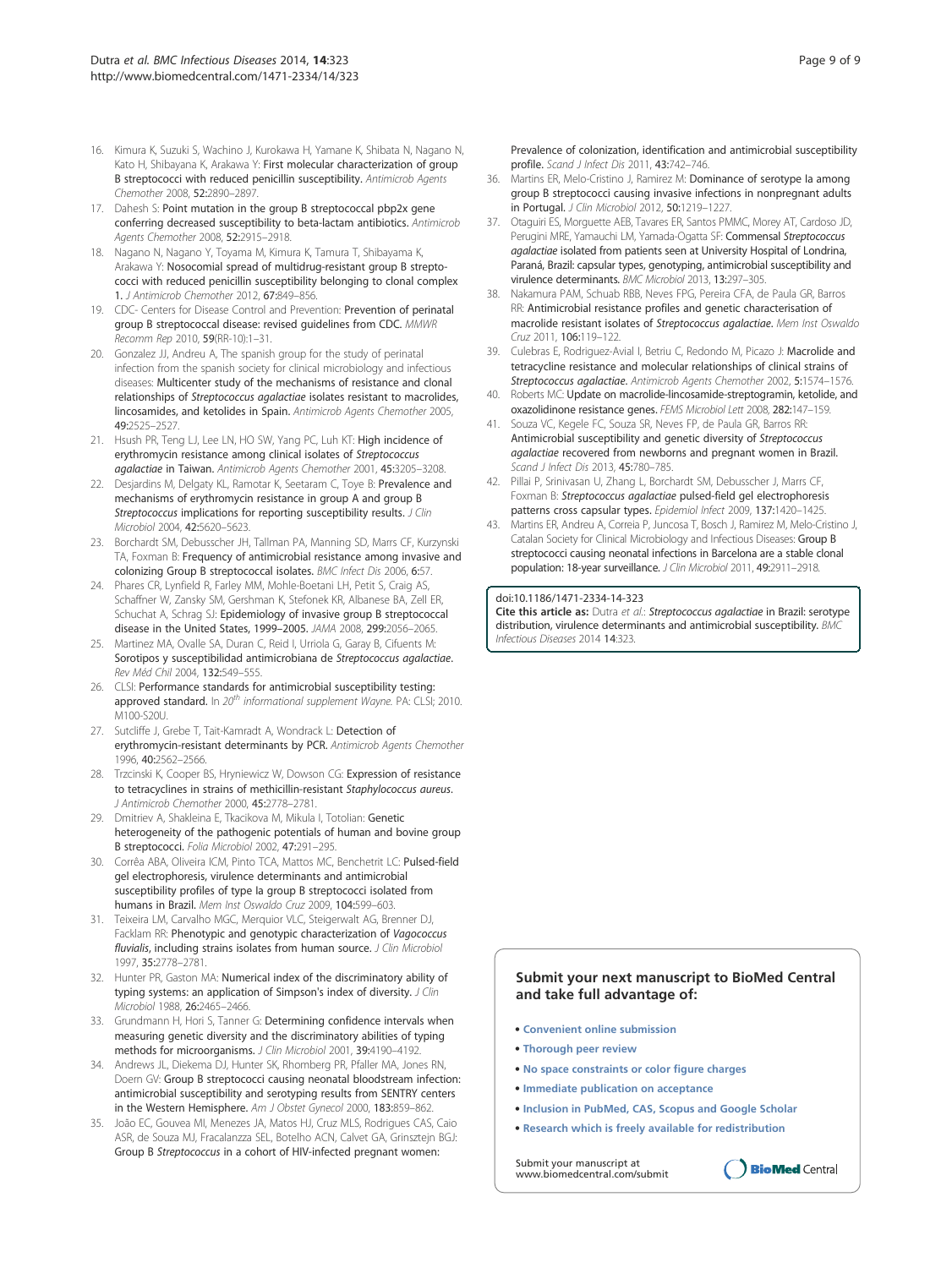16. Kimura K, Suzuki S, Wachino J, Kurokawa H, Yamane K, Shibata N, Nagano N, Kato H, Shibayana K, Arakawa Y: First molecular characterization of group B streptococci with reduced penicillin susceptibility. *Antimicrob Agents Chemother* 2008, 52:2890–2897.
17. Dahesh S: Point mutation in the group B streptococcal pbp2x gene conferring decreased susceptibility to beta-lactam antibiotics. *Antimicrob Agents Chemother* 2008, 52:2915–2918.
18. Nagano N, Nagano Y, Toyama M, Kimura K, Tamura T, Shibayama K, Arakawa Y: Nosocomial spread of multidrug-resistant group B streptococci with reduced penicillin susceptibility belonging to clonal complex 1. *J Antimicrob Chemother* 2012, 67:849–856.
19. CDC- Centers for Disease Control and Prevention: Prevention of perinatal group B streptococcal disease: revised guidelines from CDC. *MMWR Recomm Rep* 2010, 59(RR-10):1–31.
20. Gonzalez JJ, Andreu A, The spanish group for the study of perinatal infection from the spanish society for clinical microbiology and infectious diseases: Multicenter study of the mechanisms of resistance and clonal relationships of *Streptococcus agalactiae* isolates resistant to macrolides, lincosamides, and ketolides in Spain. *Antimicrob Agents Chemother* 2005, 49:2525–2527.
21. Hsush PR, Teng LJ, Lee LN, HO SW, Yang PC, Luh KT: High incidence of erythromycin resistance among clinical isolates of *Streptococcus agalactiae* in Taiwan. *Antimicrob Agents Chemother* 2001, 45:3205–3208.
22. Desjardins M, Delgaty KL, Ramotar K, Seetaram C, Toye B: Prevalence and mechanisms of erythromycin resistance in group A and group B *Streptococcus* implications for reporting susceptibility results. *J Clin Microbiol* 2004, 42:5620–5623.
23. Borchardt SM, Debusscher JH, Tallman PA, Manning SD, Marrs CF, Kurzynski TA, Foxman B: Frequency of antimicrobial resistance among invasive and colonizing Group B streptococcal isolates. *BMC Infect Dis* 2006, 6:57.
24. Phares CR, Lynfield R, Farley MM, Mohle-Boetani LH, Petit S, Craig AS, Schaffner W, Zansky SM, Gershman K, Stefonek KR, Albanese BA, Zell ER, Schuchat A, Schrag SJ: Epidemiology of invasive group B streptococcal disease in the United States, 1999–2005. *JAMA* 2008, 299:2056–2065.
25. Martinez MA, Ovalle SA, Duran C, Reid I, Urriola G, Garay B, Cifuents M: Sorotipos y susceptibilidad antimicrobiana de *Streptococcus agalactiae*. *Rev Méd Chil* 2004, 132:549–555.
26. CLSI: Performance standards for antimicrobial susceptibility testing: approved standard. In *20th informational supplement Wayne*. PA: CLSI; 2010. M100-S20U.
27. Sutcliffe J, Grebe T, Tait-Kamradt A, Wondrack L: Detection of erythromycin-resistant determinants by PCR. *Antimicrob Agents Chemother* 1996, 40:2562–2566.
28. Trzcinski K, Cooper BS, Hryniewicz W, Dowson CG: Expression of resistance to tetracyclines in strains of methicillin-resistant *Staphylococcus aureus*. *J Antimicrob Chemother* 2000, 45:2778–2781.
29. Dmitriev A, Shakleina E, Tkacikova M, Mikula I, Totolian: Genetic heterogeneity of the pathogenic potentials of human and bovine group B streptococci. *Folia Microbiol* 2002, 47:291–295.
30. Corrêa ABA, Oliveira ICM, Pinto TCA, Mattos MC, Benchetrit LC: Pulsed-field gel electrophoresis, virulence determinants and antimicrobial susceptibility profiles of type Ia group B streptococci isolated from humans in Brazil. *Mem Inst Oswaldo Cruz* 2009, 104:599–603.
31. Teixeira LM, Carvalho MGC, Merquior VLC, Steigerwalt AG, Brenner DJ, Facklam RR: Phenotypic and genotypic characterization of *Vagococcus fluvialis*, including strains isolated from human source. *J Clin Microbiol* 1997, 35:2778–2781.
32. Hunter PR, Gaston MA: Numerical index of the discriminatory ability of typing systems: an application of Simpson's index of diversity. *J Clin Microbiol* 1988, 26:2465–2466.
33. Grundmann H, Hori S, Tanner G: Determining confidence intervals when measuring genetic diversity and the discriminatory abilities of typing methods for microorganisms. *J Clin Microbiol* 2001, 39:4190–4192.
34. Andrews JL, Diekema DJ, Hunter SK, Rhomberg PR, Pfaller MA, Jones RN, Doern GV: Group B streptococci causing neonatal bloodstream infection: antimicrobial susceptibility and serotyping results from SENTRY centers in the Western Hemisphere. *Am J Obstet Gynecol* 2000, 183:859–862.
35. João EC, Gouvea MI, Menezes JA, Matos HJ, Cruz MLS, Rodrigues CAS, Caio ASR, de Souza MJ, Fracalanzza SEL, Botelho ACN, Calvet GA, Grinsztejn BGJ: Group B *Streptococcus* in a cohort of HIV-infected pregnant women: Prevalence of colonization, identification and antimicrobial susceptibility profile. *Scand J Infect Dis* 2011, 43:742–746.
36. Martins ER, Melo-Cristino J, Ramirez M: Dominance of serotype Ia among group B streptococci causing invasive infections in nonpregnant adults in Portugal. *J Clin Microbiol* 2012, 50:1219–1227.
37. Otaguiri ES, Morguette AEB, Tavares ER, Santos PMMC, Morey AT, Cardoso JD, Perugini MRE, Yamauchi LM, Yamada-Ogatta SF: Commensal *Streptococcus agalactiae* isolated from patients seen at University Hospital of Londrina, Paraná, Brazil: capsular types, genotyping, antimicrobial susceptibility and virulence determinants. *BMC Microbiol* 2013, 13:297–305.
38. Nakamura PAM, Schuab RBB, Neves FPG, Pereira CFA, de Paula GR, Barros RR: Antimicrobial resistance profiles and genetic characterisation of macrolide resistant isolates of *Streptococcus agalactiae*. *Mem Inst Oswaldo Cruz* 2011, 106:119–122.
39. Culebras E, Rodriguez-Avial I, Betriu C, Redondo M, Picazo J: Macrolide and tetracycline resistance and molecular relationships of clinical strains of *Streptococcus agalactiae*. *Antimicrob Agents Chemother* 2002, 5:1574–1576.
40. Roberts MC: Update on macrolide-lincosamide-streptogramin, ketolide, and oxazolidinone resistance genes. *FEMS Microbiol Lett* 2008, 282:147–159.
41. Souza VC, Kegele FC, Souza SR, Neves FP, de Paula GR, Barros RR: Antimicrobial susceptibility and genetic diversity of *Streptococcus agalactiae* recovered from newborns and pregnant women in Brazil. *Scand J Infect Dis* 2013, 45:780–785.
42. Pillai P, Srinivasan U, Zhang L, Borchardt SM, Debusscher J, Marrs CF, Foxman B: *Streptococcus agalactiae* pulsed-field gel electrophoresis patterns cross capsular types. *Epidemiol Infect* 2009, 137:1420–1425.
43. Martins ER, Andreu A, Correia P, Juncosa T, Bosch J, Ramirez M, Melo-Cristino J, Catalan Society for Clinical Microbiology and Infectious Diseases: Group B streptococci causing neonatal infections in Barcelona are a stable clonal population: 18-year surveillance. *J Clin Microbiol* 2011, 49:2911–2918.

doi:10.1186/1471-2334-14-323

**Cite this article as:** Dutra *et al.*: *Streptococcus agalactiae* in Brazil: serotype distribution, virulence determinants and antimicrobial susceptibility. *BMC Infectious Diseases* 2014 14:323.

**Submit your next manuscript to BioMed Central and take full advantage of:**

- **Convenient online submission**
- **Thorough peer review**
- **No space constraints or color figure charges**
- **Immediate publication on acceptance**
- **Inclusion in PubMed, CAS, Scopus and Google Scholar**
- **Research which is freely available for redistribution**

Submit your manuscript at www.biomedcentral.com/submit

BioMed Central